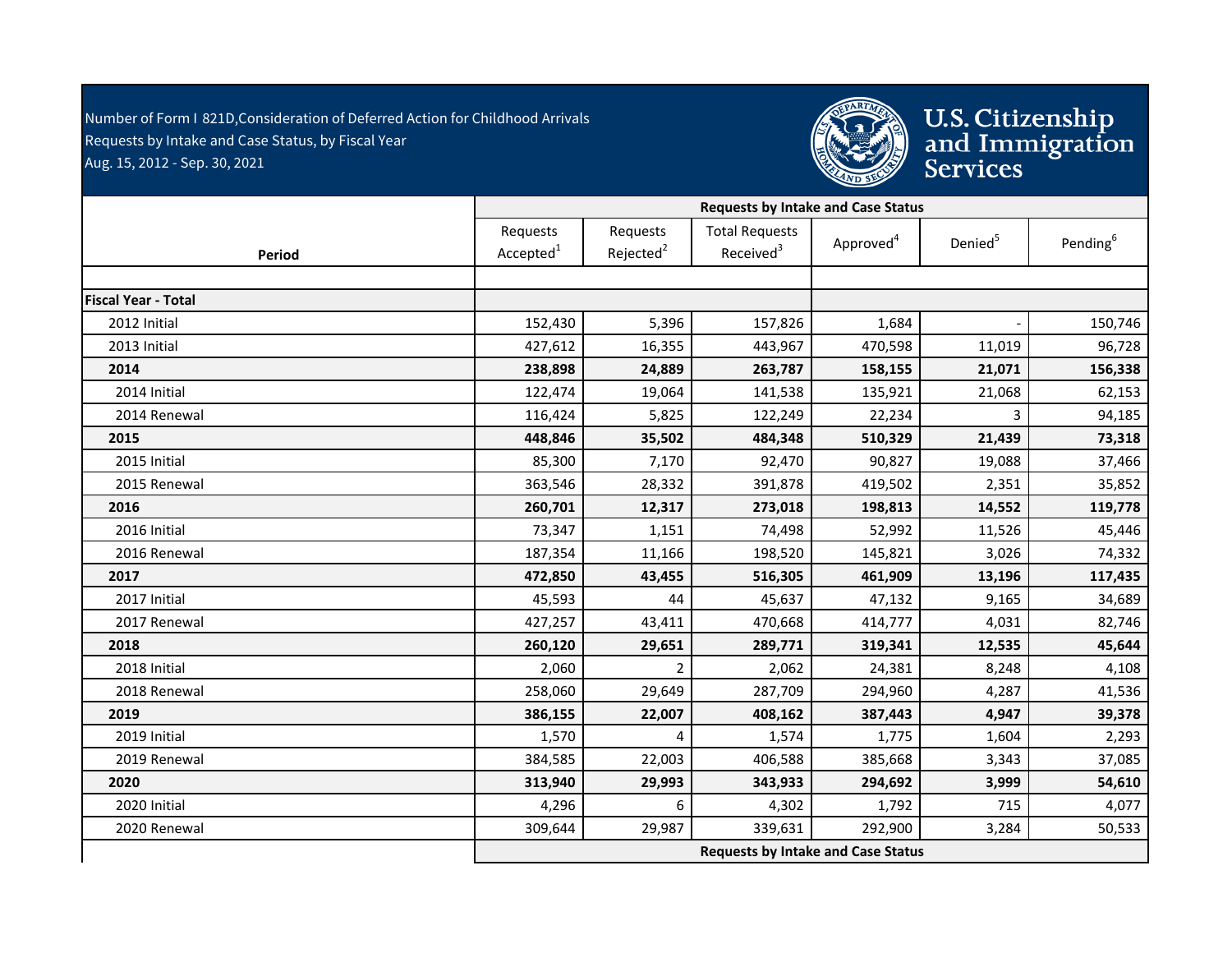Number of Form I 821D,Consideration of Deferred Action for Childhood Arrivals
Requests by Intake and Case Status, by Fiscal Year
Aug. 15, 2012 - Sep. 30, 2021

U.S. Citizenship and Immigration Services

| Period | Requests by Intake and Case Status | | | | | |
|---|---|---|---|---|---|---|
| | Requests Accepted[1] | Requests Rejected[2] | Total Requests Received[3] | Approved[4] | Denied[5] | Pending[6] |
| | | | | | | |
| **Fiscal Year - Total** | | | | | | |
| 2012 Initial | 152,430 | 5,396 | 157,826 | 1,684 | - | 150,746 |
| 2013 Initial | 427,612 | 16,355 | 443,967 | 470,598 | 11,019 | 96,728 |
| **2014** | **238,898** | **24,889** | **263,787** | **158,155** | **21,071** | **156,338** |
| 2014 Initial | 122,474 | 19,064 | 141,538 | 135,921 | 21,068 | 62,153 |
| 2014 Renewal | 116,424 | 5,825 | 122,249 | 22,234 | 3 | 94,185 |
| **2015** | **448,846** | **35,502** | **484,348** | **510,329** | **21,439** | **73,318** |
| 2015 Initial | 85,300 | 7,170 | 92,470 | 90,827 | 19,088 | 37,466 |
| 2015 Renewal | 363,546 | 28,332 | 391,878 | 419,502 | 2,351 | 35,852 |
| **2016** | **260,701** | **12,317** | **273,018** | **198,813** | **14,552** | **119,778** |
| 2016 Initial | 73,347 | 1,151 | 74,498 | 52,992 | 11,526 | 45,446 |
| 2016 Renewal | 187,354 | 11,166 | 198,520 | 145,821 | 3,026 | 74,332 |
| **2017** | **472,850** | **43,455** | **516,305** | **461,909** | **13,196** | **117,435** |
| 2017 Initial | 45,593 | 44 | 45,637 | 47,132 | 9,165 | 34,689 |
| 2017 Renewal | 427,257 | 43,411 | 470,668 | 414,777 | 4,031 | 82,746 |
| **2018** | **260,120** | **29,651** | **289,771** | **319,341** | **12,535** | **45,644** |
| 2018 Initial | 2,060 | 2 | 2,062 | 24,381 | 8,248 | 4,108 |
| 2018 Renewal | 258,060 | 29,649 | 287,709 | 294,960 | 4,287 | 41,536 |
| **2019** | **386,155** | **22,007** | **408,162** | **387,443** | **4,947** | **39,378** |
| 2019 Initial | 1,570 | 4 | 1,574 | 1,775 | 1,604 | 2,293 |
| 2019 Renewal | 384,585 | 22,003 | 406,588 | 385,668 | 3,343 | 37,085 |
| **2020** | **313,940** | **29,993** | **343,933** | **294,692** | **3,999** | **54,610** |
| 2020 Initial | 4,296 | 6 | 4,302 | 1,792 | 715 | 4,077 |
| 2020 Renewal | 309,644 | 29,987 | 339,631 | 292,900 | 3,284 | 50,533 |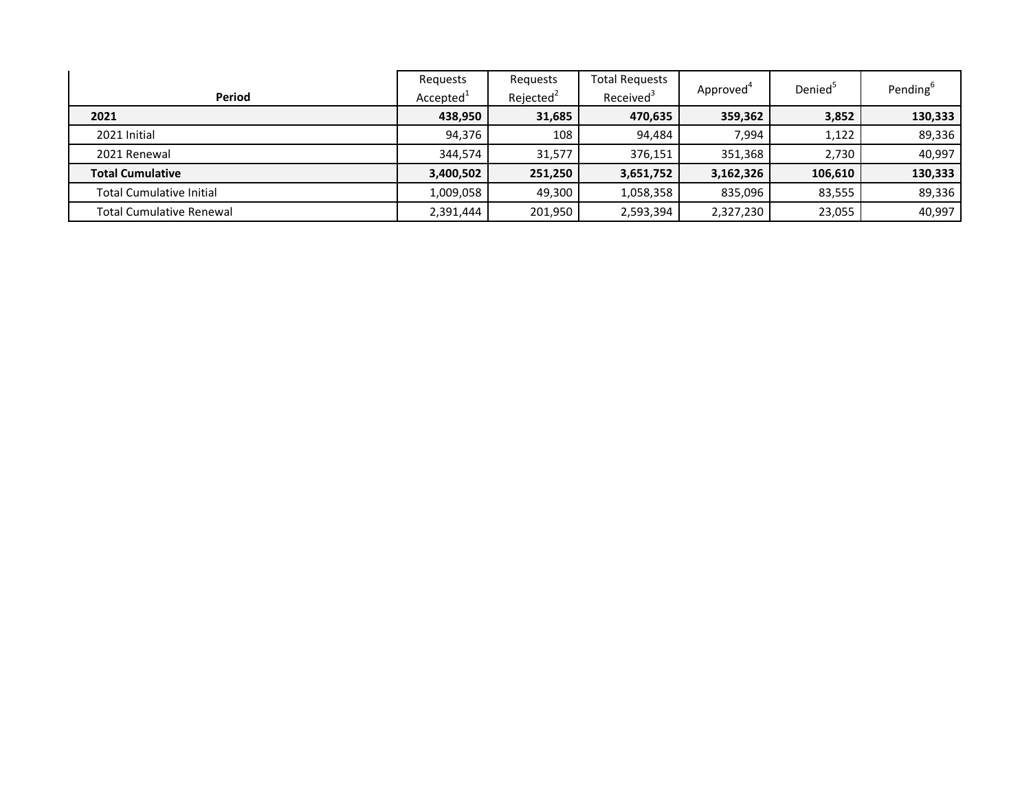| Period | Requests Accepted[1] | Requests Rejected[2] | Total Requests Received[3] | Approved[4] | Denied[5] | Pending[6] |
|---|---|---|---|---|---|---|
| **2021** | **438,950** | **31,685** | **470,635** | **359,362** | **3,852** | **130,333** |
| 2021 Initial | 94,376 | 108 | 94,484 | 7,994 | 1,122 | 89,336 |
| 2021 Renewal | 344,574 | 31,577 | 376,151 | 351,368 | 2,730 | 40,997 |
| **Total Cumulative** | **3,400,502** | **251,250** | **3,651,752** | **3,162,326** | **106,610** | **130,333** |
| Total Cumulative Initial | 1,009,058 | 49,300 | 1,058,358 | 835,096 | 83,555 | 89,336 |
| Total Cumulative Renewal | 2,391,444 | 201,950 | 2,593,394 | 2,327,230 | 23,055 | 40,997 |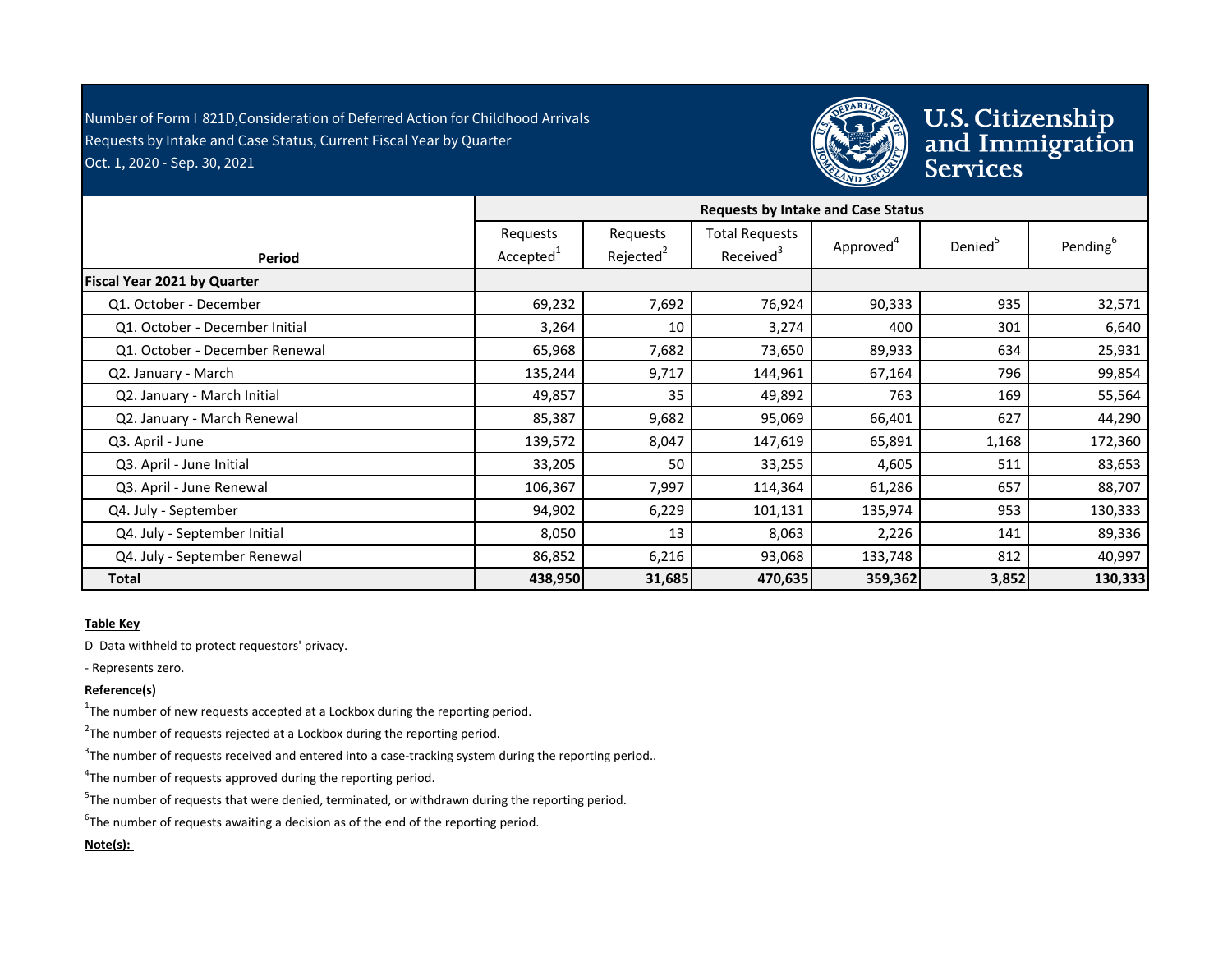Number of Form I 821D,Consideration of Deferred Action for Childhood Arrivals
Requests by Intake and Case Status, Current Fiscal Year by Quarter
Oct. 1, 2020 - Sep. 30, 2021

U.S. Citizenship and Immigration Services

| Period | Requests by Intake and Case Status | | | | | |
|---|---|---|---|---|---|---|
| | Requests Accepted[1] | Requests Rejected[2] | Total Requests Received[3] | Approved[4] | Denied[5] | Pending[6] |
| **Fiscal Year 2021 by Quarter** | | | | | | |
| Q1. October - December | 69,232 | 7,692 | 76,924 | 90,333 | 935 | 32,571 |
| Q1. October - December Initial | 3,264 | 10 | 3,274 | 400 | 301 | 6,640 |
| Q1. October - December Renewal | 65,968 | 7,682 | 73,650 | 89,933 | 634 | 25,931 |
| Q2. January - March | 135,244 | 9,717 | 144,961 | 67,164 | 796 | 99,854 |
| Q2. January - March Initial | 49,857 | 35 | 49,892 | 763 | 169 | 55,564 |
| Q2. January - March Renewal | 85,387 | 9,682 | 95,069 | 66,401 | 627 | 44,290 |
| Q3. April - June | 139,572 | 8,047 | 147,619 | 65,891 | 1,168 | 172,360 |
| Q3. April - June Initial | 33,205 | 50 | 33,255 | 4,605 | 511 | 83,653 |
| Q3. April - June Renewal | 106,367 | 7,997 | 114,364 | 61,286 | 657 | 88,707 |
| Q4. July - September | 94,902 | 6,229 | 101,131 | 135,974 | 953 | 130,333 |
| Q4. July - September Initial | 8,050 | 13 | 8,063 | 2,226 | 141 | 89,336 |
| Q4. July - September Renewal | 86,852 | 6,216 | 93,068 | 133,748 | 812 | 40,997 |
| **Total** | **438,950** | **31,685** | **470,635** | **359,362** | **3,852** | **130,333** |

**Table Key**

D Data withheld to protect requestors' privacy.

- Represents zero.

**Reference(s)**

[1]The number of new requests accepted at a Lockbox during the reporting period.

[2]The number of requests rejected at a Lockbox during the reporting period.

[3]The number of requests received and entered into a case-tracking system during the reporting period..

[4]The number of requests approved during the reporting period.

[5]The number of requests that were denied, terminated, or withdrawn during the reporting period.

[6]The number of requests awaiting a decision as of the end of the reporting period.

**Note(s):**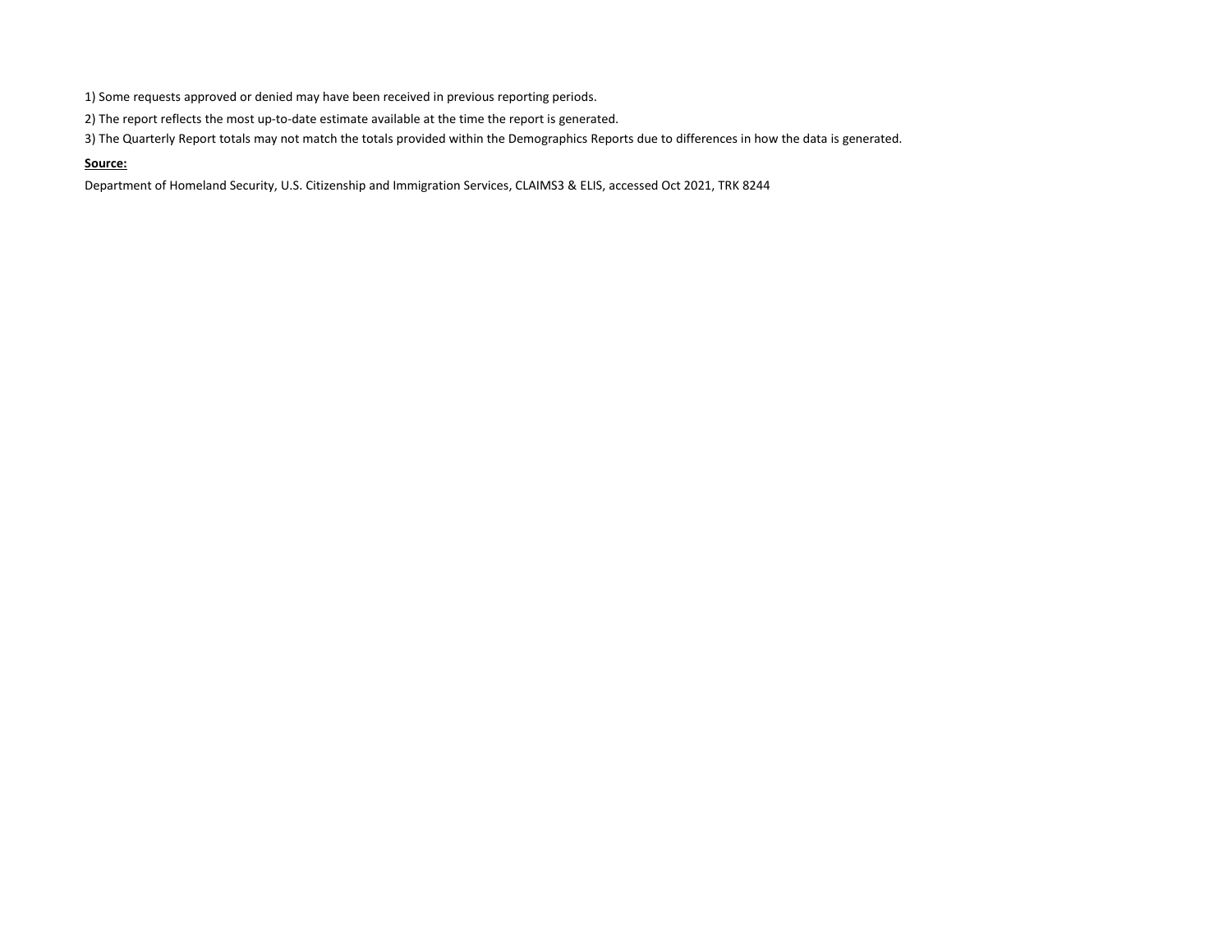1) Some requests approved or denied may have been received in previous reporting periods.

2) The report reflects the most up-to-date estimate available at the time the report is generated.

3) The Quarterly Report totals may not match the totals provided within the Demographics Reports due to differences in how the data is generated.

**Source:**

Department of Homeland Security, U.S. Citizenship and Immigration Services, CLAIMS3 & ELIS, accessed Oct 2021, TRK 8244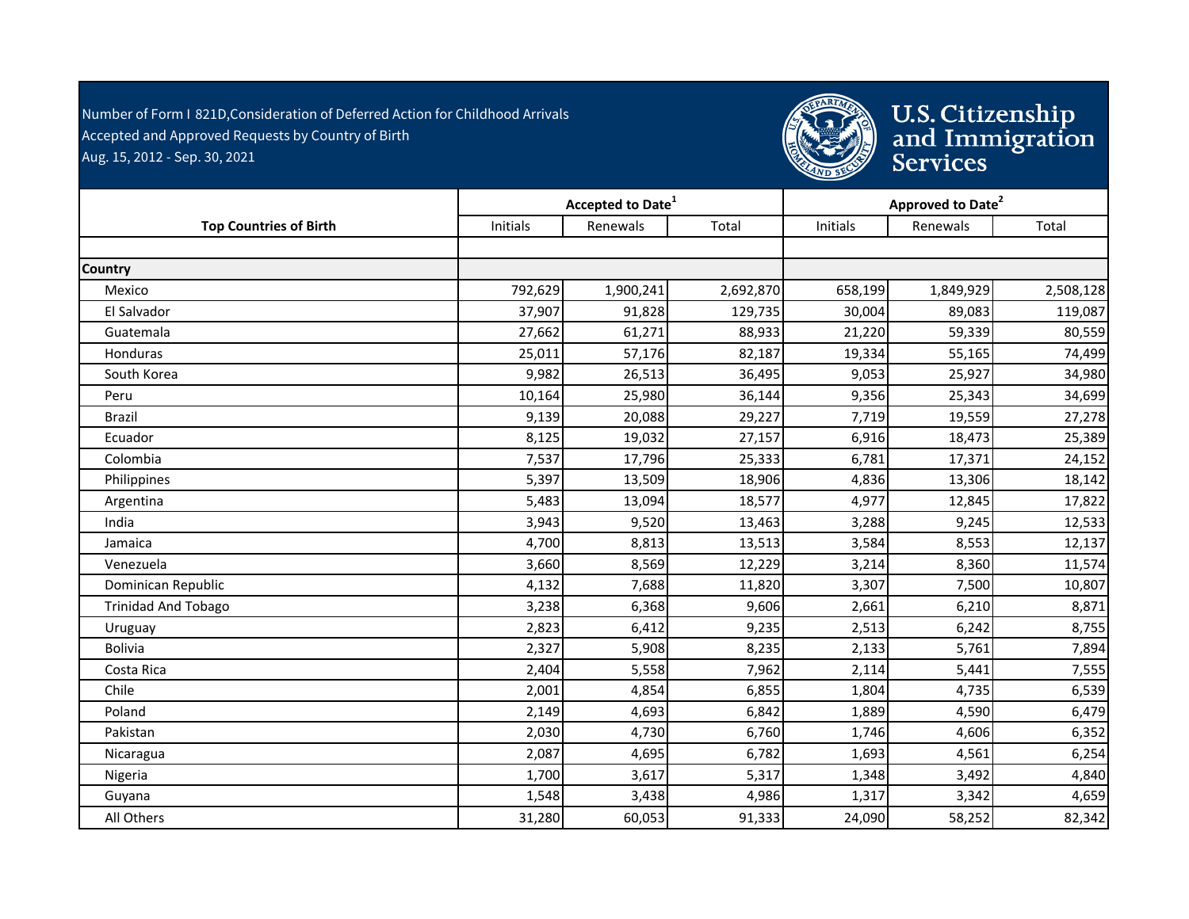Number of Form I 821D,Consideration of Deferred Action for Childhood Arrivals
Accepted and Approved Requests by Country of Birth
Aug. 15, 2012 - Sep. 30, 2021

U.S. Citizenship and Immigration Services

| Top Countries of Birth | Accepted to Date[1] | | | Approved to Date[2] | | |
|---|---|---|---|---|---|---|
| | Initials | Renewals | Total | Initials | Renewals | Total |
| **Country** | | | | | | |
| Mexico | 792,629 | 1,900,241 | 2,692,870 | 658,199 | 1,849,929 | 2,508,128 |
| El Salvador | 37,907 | 91,828 | 129,735 | 30,004 | 89,083 | 119,087 |
| Guatemala | 27,662 | 61,271 | 88,933 | 21,220 | 59,339 | 80,559 |
| Honduras | 25,011 | 57,176 | 82,187 | 19,334 | 55,165 | 74,499 |
| South Korea | 9,982 | 26,513 | 36,495 | 9,053 | 25,927 | 34,980 |
| Peru | 10,164 | 25,980 | 36,144 | 9,356 | 25,343 | 34,699 |
| Brazil | 9,139 | 20,088 | 29,227 | 7,719 | 19,559 | 27,278 |
| Ecuador | 8,125 | 19,032 | 27,157 | 6,916 | 18,473 | 25,389 |
| Colombia | 7,537 | 17,796 | 25,333 | 6,781 | 17,371 | 24,152 |
| Philippines | 5,397 | 13,509 | 18,906 | 4,836 | 13,306 | 18,142 |
| Argentina | 5,483 | 13,094 | 18,577 | 4,977 | 12,845 | 17,822 |
| India | 3,943 | 9,520 | 13,463 | 3,288 | 9,245 | 12,533 |
| Jamaica | 4,700 | 8,813 | 13,513 | 3,584 | 8,553 | 12,137 |
| Venezuela | 3,660 | 8,569 | 12,229 | 3,214 | 8,360 | 11,574 |
| Dominican Republic | 4,132 | 7,688 | 11,820 | 3,307 | 7,500 | 10,807 |
| Trinidad And Tobago | 3,238 | 6,368 | 9,606 | 2,661 | 6,210 | 8,871 |
| Uruguay | 2,823 | 6,412 | 9,235 | 2,513 | 6,242 | 8,755 |
| Bolivia | 2,327 | 5,908 | 8,235 | 2,133 | 5,761 | 7,894 |
| Costa Rica | 2,404 | 5,558 | 7,962 | 2,114 | 5,441 | 7,555 |
| Chile | 2,001 | 4,854 | 6,855 | 1,804 | 4,735 | 6,539 |
| Poland | 2,149 | 4,693 | 6,842 | 1,889 | 4,590 | 6,479 |
| Pakistan | 2,030 | 4,730 | 6,760 | 1,746 | 4,606 | 6,352 |
| Nicaragua | 2,087 | 4,695 | 6,782 | 1,693 | 4,561 | 6,254 |
| Nigeria | 1,700 | 3,617 | 5,317 | 1,348 | 3,492 | 4,840 |
| Guyana | 1,548 | 3,438 | 4,986 | 1,317 | 3,342 | 4,659 |
| All Others | 31,280 | 60,053 | 91,333 | 24,090 | 58,252 | 82,342 |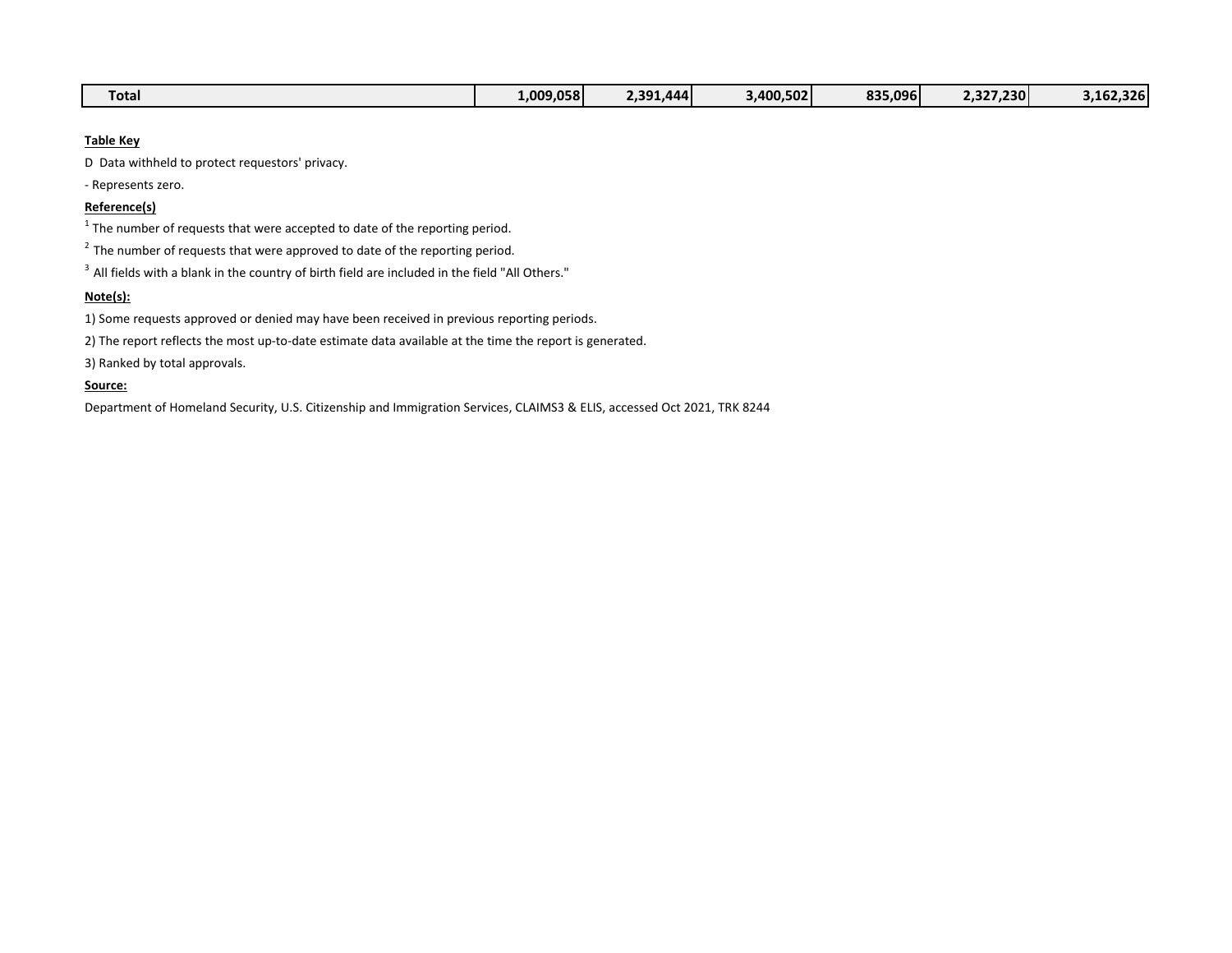| Total | 1,009,058 | 2,391,444 | 3,400,502 | 835,096 | 2,327,230 | 3,162,326 |
|---|---|---|---|---|---|---|

**Table Key**

D Data withheld to protect requestors' privacy.

- Represents zero.

**Reference(s)**

[1] The number of requests that were accepted to date of the reporting period.

[2] The number of requests that were approved to date of the reporting period.

[3] All fields with a blank in the country of birth field are included in the field "All Others."

**Note(s):**

1) Some requests approved or denied may have been received in previous reporting periods.

2) The report reflects the most up-to-date estimate data available at the time the report is generated.

3) Ranked by total approvals.

**Source:**

Department of Homeland Security, U.S. Citizenship and Immigration Services, CLAIMS3 & ELIS, accessed Oct 2021, TRK 8244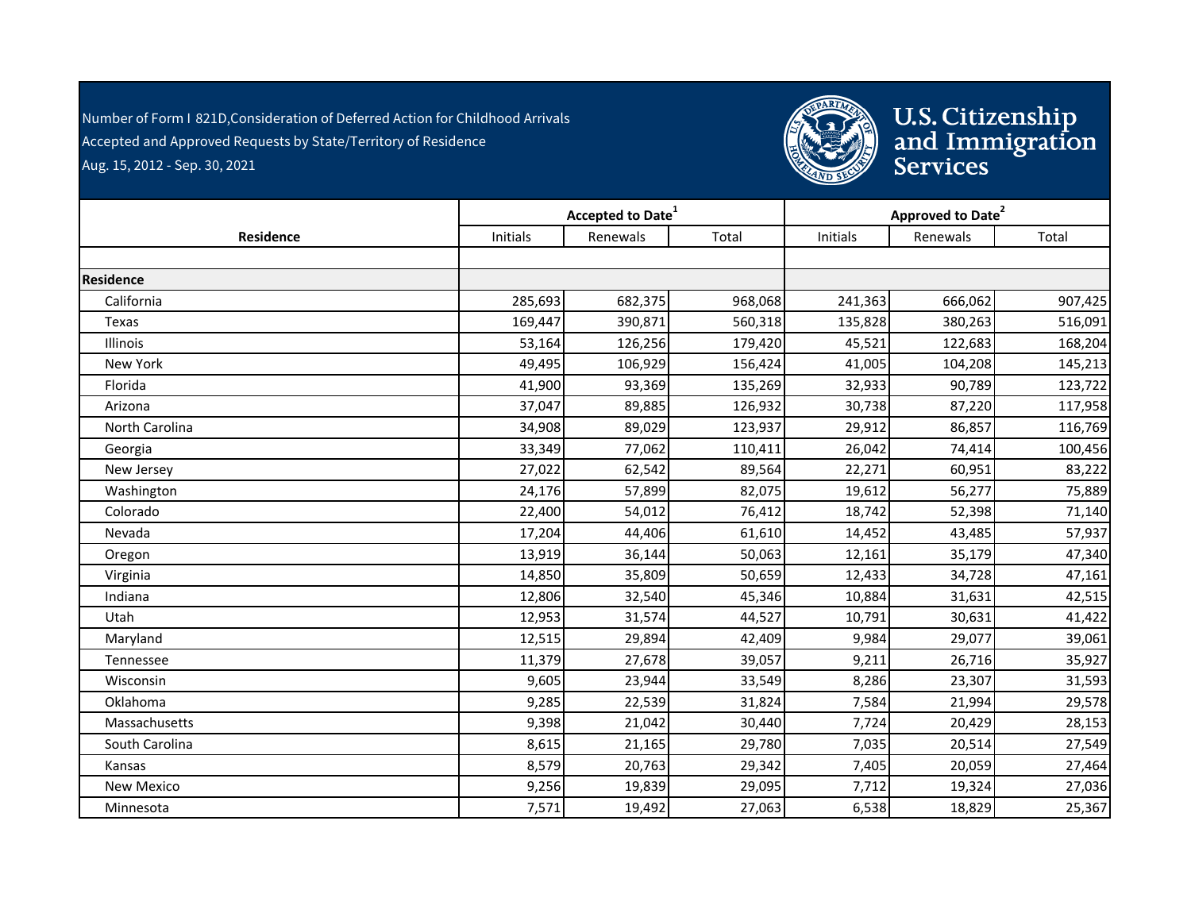Number of Form I 821D,Consideration of Deferred Action for Childhood Arrivals

Accepted and Approved Requests by State/Territory of Residence

Aug. 15, 2012 - Sep. 30, 2021

| Residence | Accepted to Date[1] | | | Approved to Date[2] | | |
|---|---|---|---|---|---|---|
| | Initials | Renewals | Total | Initials | Renewals | Total |
| **Residence** | | | | | | |
| California | 285,693 | 682,375 | 968,068 | 241,363 | 666,062 | 907,425 |
| Texas | 169,447 | 390,871 | 560,318 | 135,828 | 380,263 | 516,091 |
| Illinois | 53,164 | 126,256 | 179,420 | 45,521 | 122,683 | 168,204 |
| New York | 49,495 | 106,929 | 156,424 | 41,005 | 104,208 | 145,213 |
| Florida | 41,900 | 93,369 | 135,269 | 32,933 | 90,789 | 123,722 |
| Arizona | 37,047 | 89,885 | 126,932 | 30,738 | 87,220 | 117,958 |
| North Carolina | 34,908 | 89,029 | 123,937 | 29,912 | 86,857 | 116,769 |
| Georgia | 33,349 | 77,062 | 110,411 | 26,042 | 74,414 | 100,456 |
| New Jersey | 27,022 | 62,542 | 89,564 | 22,271 | 60,951 | 83,222 |
| Washington | 24,176 | 57,899 | 82,075 | 19,612 | 56,277 | 75,889 |
| Colorado | 22,400 | 54,012 | 76,412 | 18,742 | 52,398 | 71,140 |
| Nevada | 17,204 | 44,406 | 61,610 | 14,452 | 43,485 | 57,937 |
| Oregon | 13,919 | 36,144 | 50,063 | 12,161 | 35,179 | 47,340 |
| Virginia | 14,850 | 35,809 | 50,659 | 12,433 | 34,728 | 47,161 |
| Indiana | 12,806 | 32,540 | 45,346 | 10,884 | 31,631 | 42,515 |
| Utah | 12,953 | 31,574 | 44,527 | 10,791 | 30,631 | 41,422 |
| Maryland | 12,515 | 29,894 | 42,409 | 9,984 | 29,077 | 39,061 |
| Tennessee | 11,379 | 27,678 | 39,057 | 9,211 | 26,716 | 35,927 |
| Wisconsin | 9,605 | 23,944 | 33,549 | 8,286 | 23,307 | 31,593 |
| Oklahoma | 9,285 | 22,539 | 31,824 | 7,584 | 21,994 | 29,578 |
| Massachusetts | 9,398 | 21,042 | 30,440 | 7,724 | 20,429 | 28,153 |
| South Carolina | 8,615 | 21,165 | 29,780 | 7,035 | 20,514 | 27,549 |
| Kansas | 8,579 | 20,763 | 29,342 | 7,405 | 20,059 | 27,464 |
| New Mexico | 9,256 | 19,839 | 29,095 | 7,712 | 19,324 | 27,036 |
| Minnesota | 7,571 | 19,492 | 27,063 | 6,538 | 18,829 | 25,367 |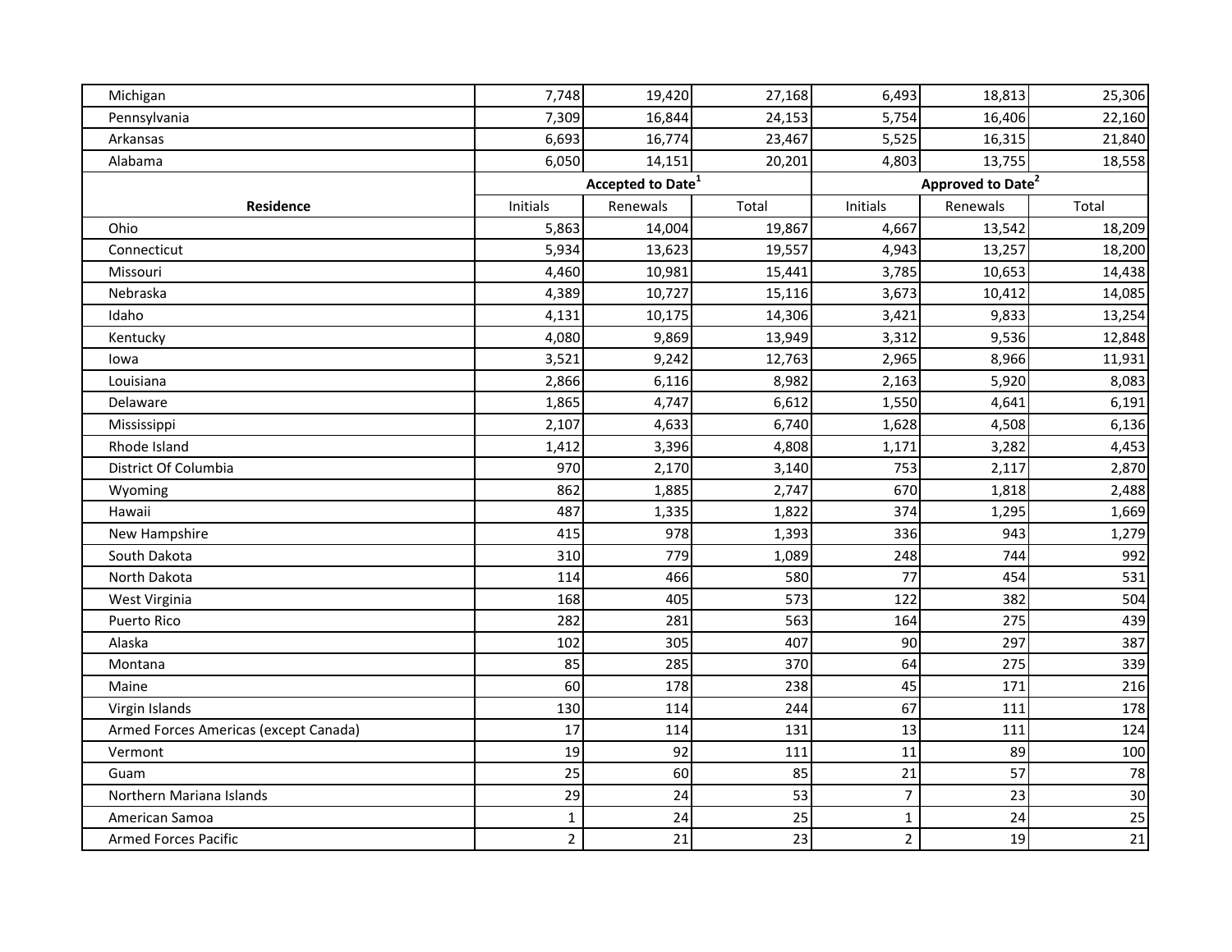| Michigan | 7,748 | 19,420 | 27,168 | 6,493 | 18,813 | 25,306 |
|---|---|---|---|---|---|---|
| Pennsylvania | 7,309 | 16,844 | 24,153 | 5,754 | 16,406 | 22,160 |
| Arkansas | 6,693 | 16,774 | 23,467 | 5,525 | 16,315 | 21,840 |
| Alabama | 6,050 | 14,151 | 20,201 | 4,803 | 13,755 | 18,558 |
| | Accepted to Date[1] | | | Approved to Date[2] | | |
| **Residence** | Initials | Renewals | Total | Initials | Renewals | Total |
| Ohio | 5,863 | 14,004 | 19,867 | 4,667 | 13,542 | 18,209 |
| Connecticut | 5,934 | 13,623 | 19,557 | 4,943 | 13,257 | 18,200 |
| Missouri | 4,460 | 10,981 | 15,441 | 3,785 | 10,653 | 14,438 |
| Nebraska | 4,389 | 10,727 | 15,116 | 3,673 | 10,412 | 14,085 |
| Idaho | 4,131 | 10,175 | 14,306 | 3,421 | 9,833 | 13,254 |
| Kentucky | 4,080 | 9,869 | 13,949 | 3,312 | 9,536 | 12,848 |
| Iowa | 3,521 | 9,242 | 12,763 | 2,965 | 8,966 | 11,931 |
| Louisiana | 2,866 | 6,116 | 8,982 | 2,163 | 5,920 | 8,083 |
| Delaware | 1,865 | 4,747 | 6,612 | 1,550 | 4,641 | 6,191 |
| Mississippi | 2,107 | 4,633 | 6,740 | 1,628 | 4,508 | 6,136 |
| Rhode Island | 1,412 | 3,396 | 4,808 | 1,171 | 3,282 | 4,453 |
| District Of Columbia | 970 | 2,170 | 3,140 | 753 | 2,117 | 2,870 |
| Wyoming | 862 | 1,885 | 2,747 | 670 | 1,818 | 2,488 |
| Hawaii | 487 | 1,335 | 1,822 | 374 | 1,295 | 1,669 |
| New Hampshire | 415 | 978 | 1,393 | 336 | 943 | 1,279 |
| South Dakota | 310 | 779 | 1,089 | 248 | 744 | 992 |
| North Dakota | 114 | 466 | 580 | 77 | 454 | 531 |
| West Virginia | 168 | 405 | 573 | 122 | 382 | 504 |
| Puerto Rico | 282 | 281 | 563 | 164 | 275 | 439 |
| Alaska | 102 | 305 | 407 | 90 | 297 | 387 |
| Montana | 85 | 285 | 370 | 64 | 275 | 339 |
| Maine | 60 | 178 | 238 | 45 | 171 | 216 |
| Virgin Islands | 130 | 114 | 244 | 67 | 111 | 178 |
| Armed Forces Americas (except Canada) | 17 | 114 | 131 | 13 | 111 | 124 |
| Vermont | 19 | 92 | 111 | 11 | 89 | 100 |
| Guam | 25 | 60 | 85 | 21 | 57 | 78 |
| Northern Mariana Islands | 29 | 24 | 53 | 7 | 23 | 30 |
| American Samoa | 1 | 24 | 25 | 1 | 24 | 25 |
| Armed Forces Pacific | 2 | 21 | 23 | 2 | 19 | 21 |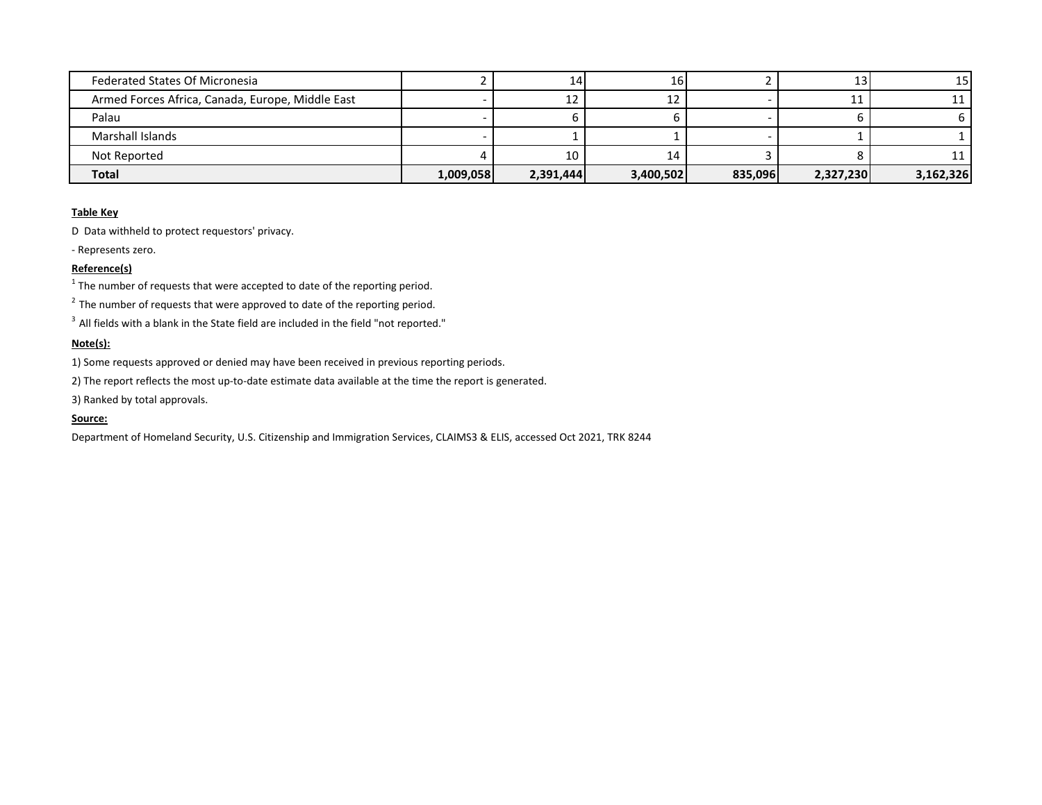| | | | | | | |
|---|---|---|---|---|---|---|
| Federated States Of Micronesia | 2 | 14 | 16 | 2 | 13 | 15 |
| Armed Forces Africa, Canada, Europe, Middle East | - | 12 | 12 | - | 11 | 11 |
| Palau | - | 6 | 6 | - | 6 | 6 |
| Marshall Islands | - | 1 | 1 | - | 1 | 1 |
| Not Reported | 4 | 10 | 14 | 3 | 8 | 11 |
| **Total** | **1,009,058** | **2,391,444** | **3,400,502** | **835,096** | **2,327,230** | **3,162,326** |

**Table Key**

D Data withheld to protect requestors' privacy.

- Represents zero.

**Reference(s)**

[1] The number of requests that were accepted to date of the reporting period.

[2] The number of requests that were approved to date of the reporting period.

[3] All fields with a blank in the State field are included in the field "not reported."

**Note(s):**

1) Some requests approved or denied may have been received in previous reporting periods.

2) The report reflects the most up-to-date estimate data available at the time the report is generated.

3) Ranked by total approvals.

**Source:**

Department of Homeland Security, U.S. Citizenship and Immigration Services, CLAIMS3 & ELIS, accessed Oct 2021, TRK 8244